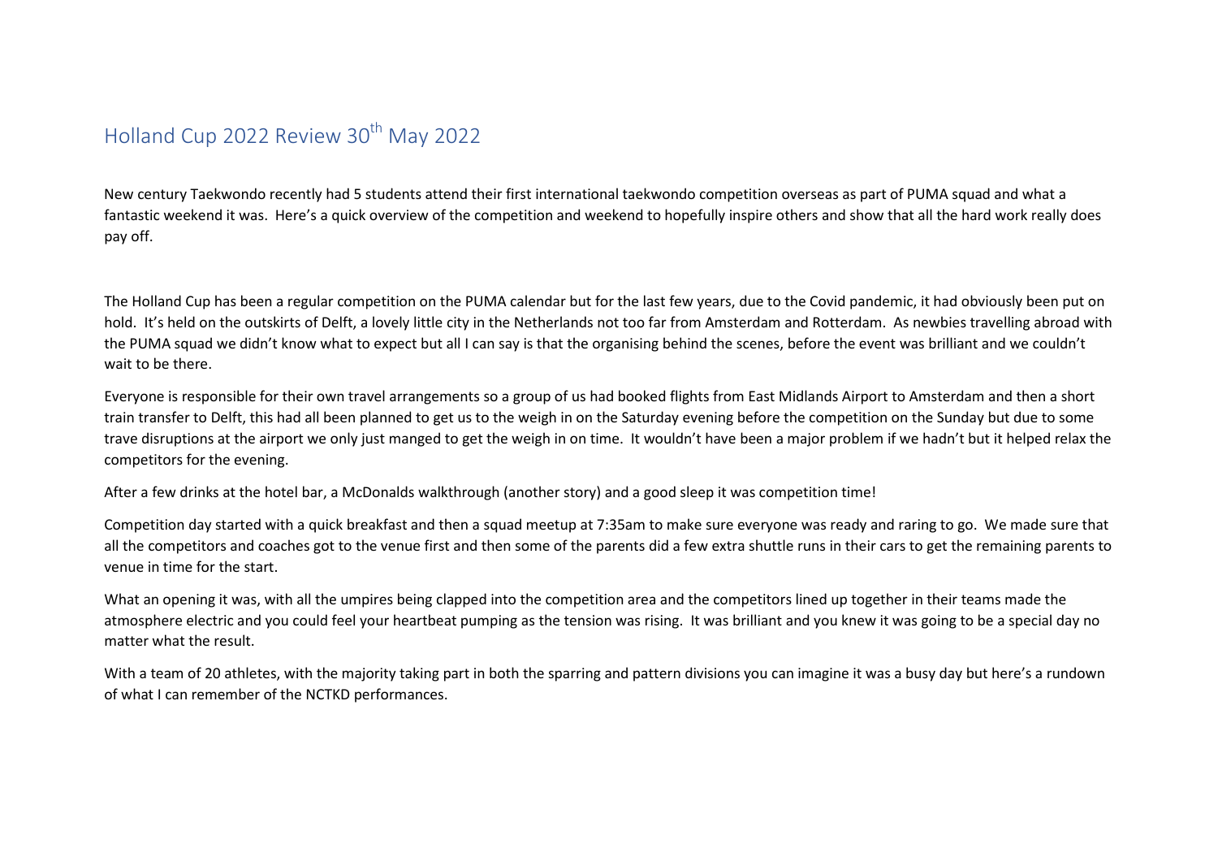# Holland Cup 2022 Review 30th May 2022

New century Taekwondo recently had 5 students attend their first international taekwondo competition overseas as part of PUMA squad and what a fantastic weekend it was. Here's a quick overview of the competition and weekend to hopefully inspire others and show that all the hard work really does pay off.

The Holland Cup has been a regular competition on the PUMA calendar but for the last few years, due to the Covid pandemic, it had obviously been put on hold. It's held on the outskirts of Delft, a lovely little city in the Netherlands not too far from Amsterdam and Rotterdam. As newbies travelling abroad with the PUMA squad we didn't know what to expect but all I can say is that the organising behind the scenes, before the event was brilliant and we couldn't wait to be there.

Everyone is responsible for their own travel arrangements so a group of us had booked flights from East Midlands Airport to Amsterdam and then a short train transfer to Delft, this had all been planned to get us to the weigh in on the Saturday evening before the competition on the Sunday but due to some trave disruptions at the airport we only just manged to get the weigh in on time. It wouldn't have been a major problem if we hadn't but it helped relax the competitors for the evening.

After a few drinks at the hotel bar, a McDonalds walkthrough (another story) and a good sleep it was competition time!

Competition day started with a quick breakfast and then a squad meetup at 7:35am to make sure everyone was ready and raring to go. We made sure that all the competitors and coaches got to the venue first and then some of the parents did a few extra shuttle runs in their cars to get the remaining parents to venue in time for the start.

What an opening it was, with all the umpires being clapped into the competition area and the competitors lined up together in their teams made the atmosphere electric and you could feel your heartbeat pumping as the tension was rising. It was brilliant and you knew it was going to be a special day no matter what the result.

With a team of 20 athletes, with the majority taking part in both the sparring and pattern divisions you can imagine it was a busy day but here's a rundown of what I can remember of the NCTKD performances.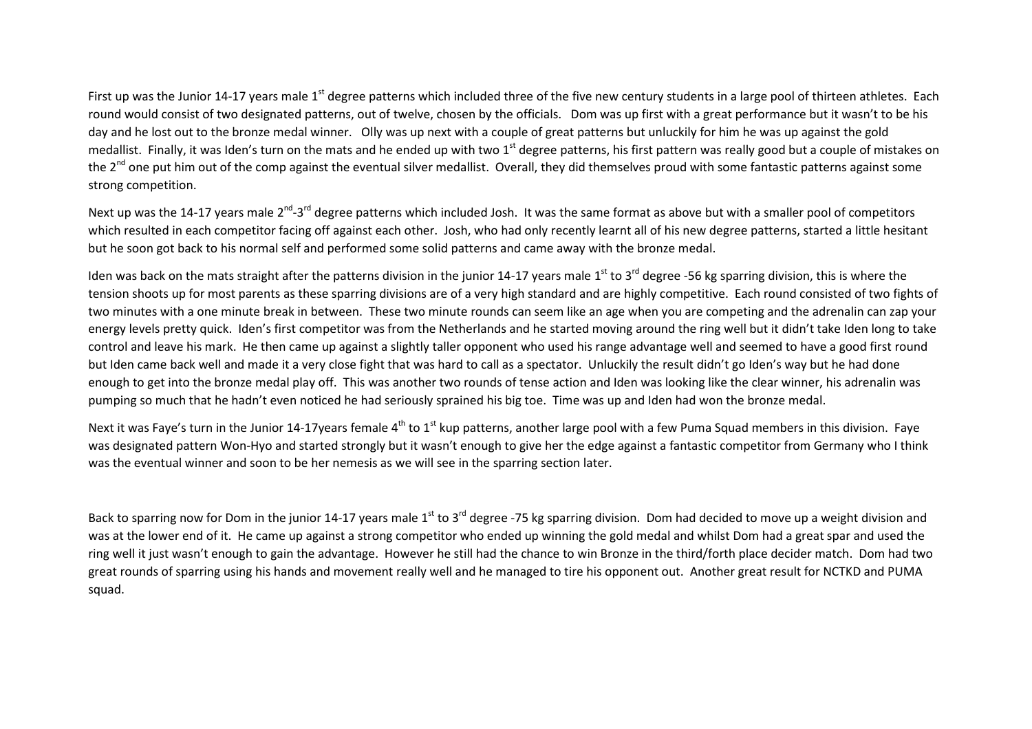First up was the Junior 14-17 years male 1st degree patterns which included three of the five new century students in a large pool of thirteen athletes. Each round would consist of two designated patterns, out of twelve, chosen by the officials. Dom was up first with a great performance but it wasn't to be his day and he lost out to the bronze medal winner. Olly was up next with a couple of great patterns but unluckily for him he was up against the gold medallist. Finally, it was Iden's turn on the mats and he ended up with two 1st degree patterns, his first pattern was really good but a couple of mistakes on the 2nd one put him out of the comp against the eventual silver medallist. Overall, they did themselves proud with some fantastic patterns against some strong competition.

Next up was the 14-17 years male 2nd-3rd degree patterns which included Josh. It was the same format as above but with a smaller pool of competitors which resulted in each competitor facing off against each other. Josh, who had only recently learnt all of his new degree patterns, started a little hesitant but he soon got back to his normal self and performed some solid patterns and came away with the bronze medal.

Iden was back on the mats straight after the patterns division in the junior 14-17 years male 1st to 3rd degree -56 kg sparring division, this is where the tension shoots up for most parents as these sparring divisions are of a very high standard and are highly competitive. Each round consisted of two fights of two minutes with a one minute break in between. These two minute rounds can seem like an age when you are competing and the adrenalin can zap your energy levels pretty quick. Iden's first competitor was from the Netherlands and he started moving around the ring well but it didn't take Iden long to take control and leave his mark. He then came up against a slightly taller opponent who used his range advantage well and seemed to have a good first round but Iden came back well and made it a very close fight that was hard to call as a spectator. Unluckily the result didn't go Iden's way but he had done enough to get into the bronze medal play off. This was another two rounds of tense action and Iden was looking like the clear winner, his adrenalin was pumping so much that he hadn't even noticed he had seriously sprained his big toe. Time was up and Iden had won the bronze medal.

Next it was Faye's turn in the Junior 14-17years female 4th to 1st kup patterns, another large pool with a few Puma Squad members in this division. Faye was designated pattern Won-Hyo and started strongly but it wasn't enough to give her the edge against a fantastic competitor from Germany who I think was the eventual winner and soon to be her nemesis as we will see in the sparring section later.

Back to sparring now for Dom in the junior 14-17 years male 1st to 3rd degree -75 kg sparring division. Dom had decided to move up a weight division and was at the lower end of it. He came up against a strong competitor who ended up winning the gold medal and whilst Dom had a great spar and used the ring well it just wasn't enough to gain the advantage. However he still had the chance to win Bronze in the third/forth place decider match. Dom had two great rounds of sparring using his hands and movement really well and he managed to tire his opponent out. Another great result for NCTKD and PUMA squad.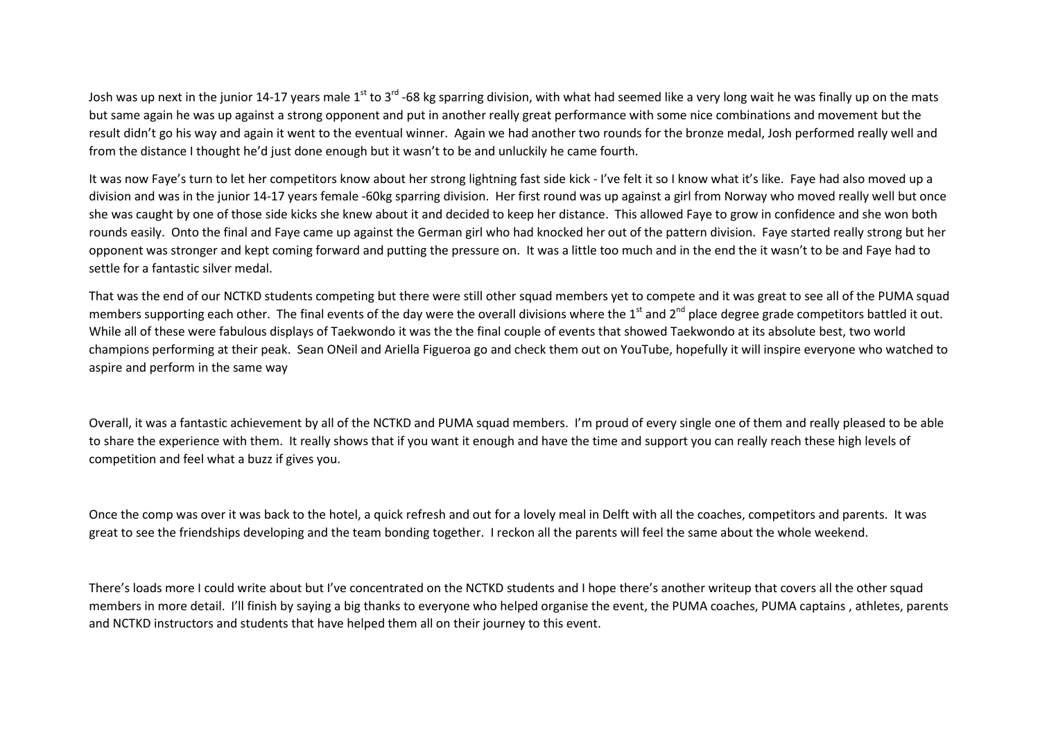Josh was up next in the junior 14-17 years male 1st to 3rd -68 kg sparring division, with what had seemed like a very long wait he was finally up on the mats but same again he was up against a strong opponent and put in another really great performance with some nice combinations and movement but the result didn't go his way and again it went to the eventual winner. Again we had another two rounds for the bronze medal, Josh performed really well and from the distance I thought he'd just done enough but it wasn't to be and unluckily he came fourth.

It was now Faye's turn to let her competitors know about her strong lightning fast side kick - I've felt it so I know what it's like. Faye had also moved up a division and was in the junior 14-17 years female -60kg sparring division. Her first round was up against a girl from Norway who moved really well but once she was caught by one of those side kicks she knew about it and decided to keep her distance. This allowed Faye to grow in confidence and she won both rounds easily. Onto the final and Faye came up against the German girl who had knocked her out of the pattern division. Faye started really strong but her opponent was stronger and kept coming forward and putting the pressure on. It was a little too much and in the end the it wasn't to be and Faye had to settle for a fantastic silver medal.

That was the end of our NCTKD students competing but there were still other squad members yet to compete and it was great to see all of the PUMA squad members supporting each other. The final events of the day were the overall divisions where the 1st and 2nd place degree grade competitors battled it out. While all of these were fabulous displays of Taekwondo it was the the final couple of events that showed Taekwondo at its absolute best, two world champions performing at their peak. Sean ONeil and Ariella Figueroa go and check them out on YouTube, hopefully it will inspire everyone who watched to aspire and perform in the same way

Overall, it was a fantastic achievement by all of the NCTKD and PUMA squad members. I'm proud of every single one of them and really pleased to be able to share the experience with them. It really shows that if you want it enough and have the time and support you can really reach these high levels of competition and feel what a buzz if gives you.

Once the comp was over it was back to the hotel, a quick refresh and out for a lovely meal in Delft with all the coaches, competitors and parents. It was great to see the friendships developing and the team bonding together. I reckon all the parents will feel the same about the whole weekend.

There's loads more I could write about but I've concentrated on the NCTKD students and I hope there's another writeup that covers all the other squad members in more detail. I'll finish by saying a big thanks to everyone who helped organise the event, the PUMA coaches, PUMA captains , athletes, parents and NCTKD instructors and students that have helped them all on their journey to this event.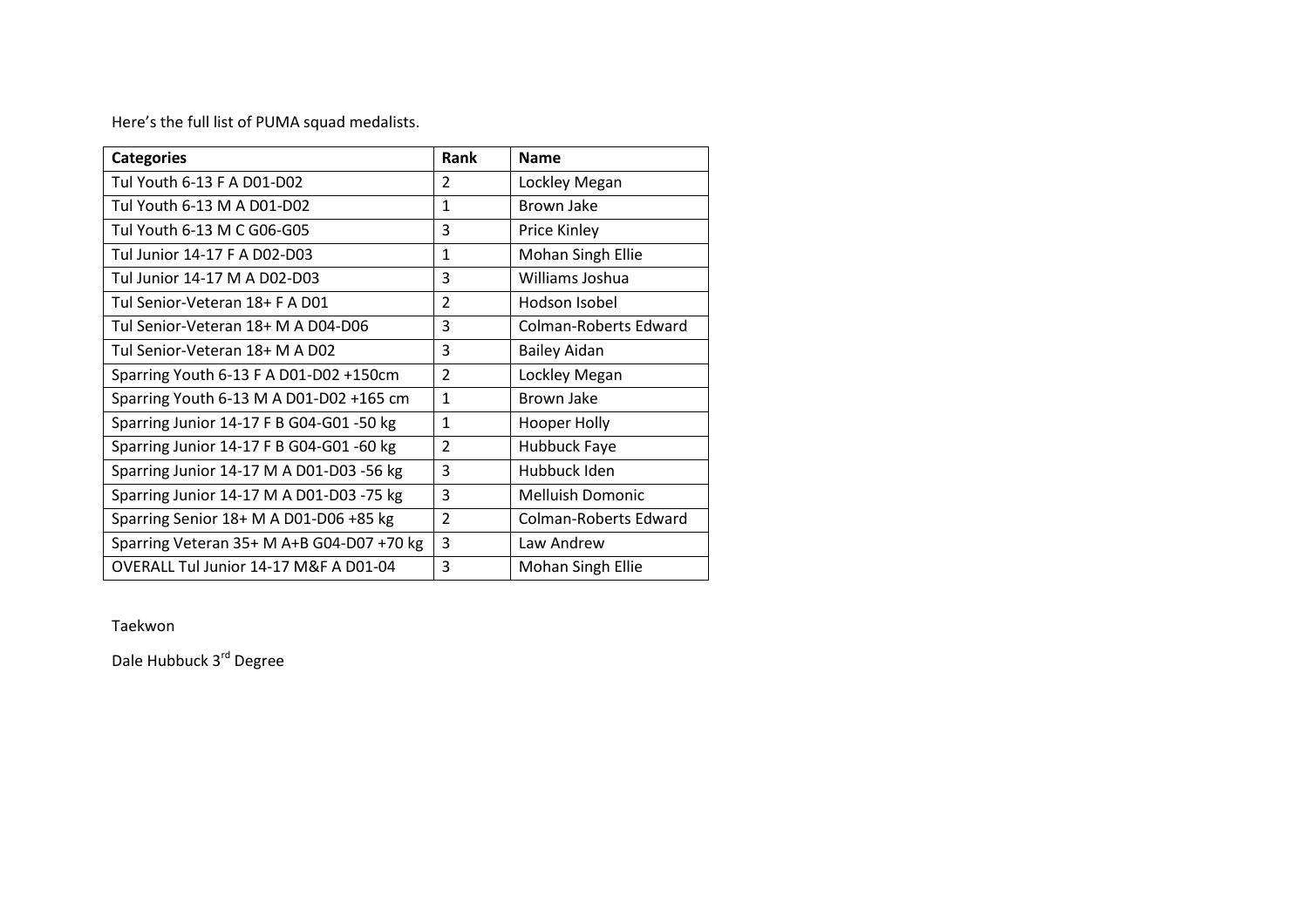Here's the full list of PUMA squad medalists.

| Categories | Rank | Name |
|---|---|---|
| Tul Youth 6-13 F A D01-D02 | 2 | Lockley Megan |
| Tul Youth 6-13 M A D01-D02 | 1 | Brown Jake |
| Tul Youth 6-13 M C G06-G05 | 3 | Price Kinley |
| Tul Junior 14-17 F A D02-D03 | 1 | Mohan Singh Ellie |
| Tul Junior 14-17 M A D02-D03 | 3 | Williams Joshua |
| Tul Senior-Veteran 18+ F A D01 | 2 | Hodson Isobel |
| Tul Senior-Veteran 18+ M A D04-D06 | 3 | Colman-Roberts Edward |
| Tul Senior-Veteran 18+ M A D02 | 3 | Bailey Aidan |
| Sparring Youth 6-13 F A D01-D02 +150cm | 2 | Lockley Megan |
| Sparring Youth 6-13 M A D01-D02 +165 cm | 1 | Brown Jake |
| Sparring Junior 14-17 F B G04-G01 -50 kg | 1 | Hooper Holly |
| Sparring Junior 14-17 F B G04-G01 -60 kg | 2 | Hubbuck Faye |
| Sparring Junior 14-17 M A D01-D03 -56 kg | 3 | Hubbuck Iden |
| Sparring Junior 14-17 M A D01-D03 -75 kg | 3 | Melluish Domonic |
| Sparring Senior 18+ M A D01-D06 +85 kg | 2 | Colman-Roberts Edward |
| Sparring Veteran 35+ M A+B G04-D07 +70 kg | 3 | Law Andrew |
| OVERALL Tul Junior 14-17 M&F A D01-04 | 3 | Mohan Singh Ellie |

Taekwon

Dale Hubbuck 3rd Degree